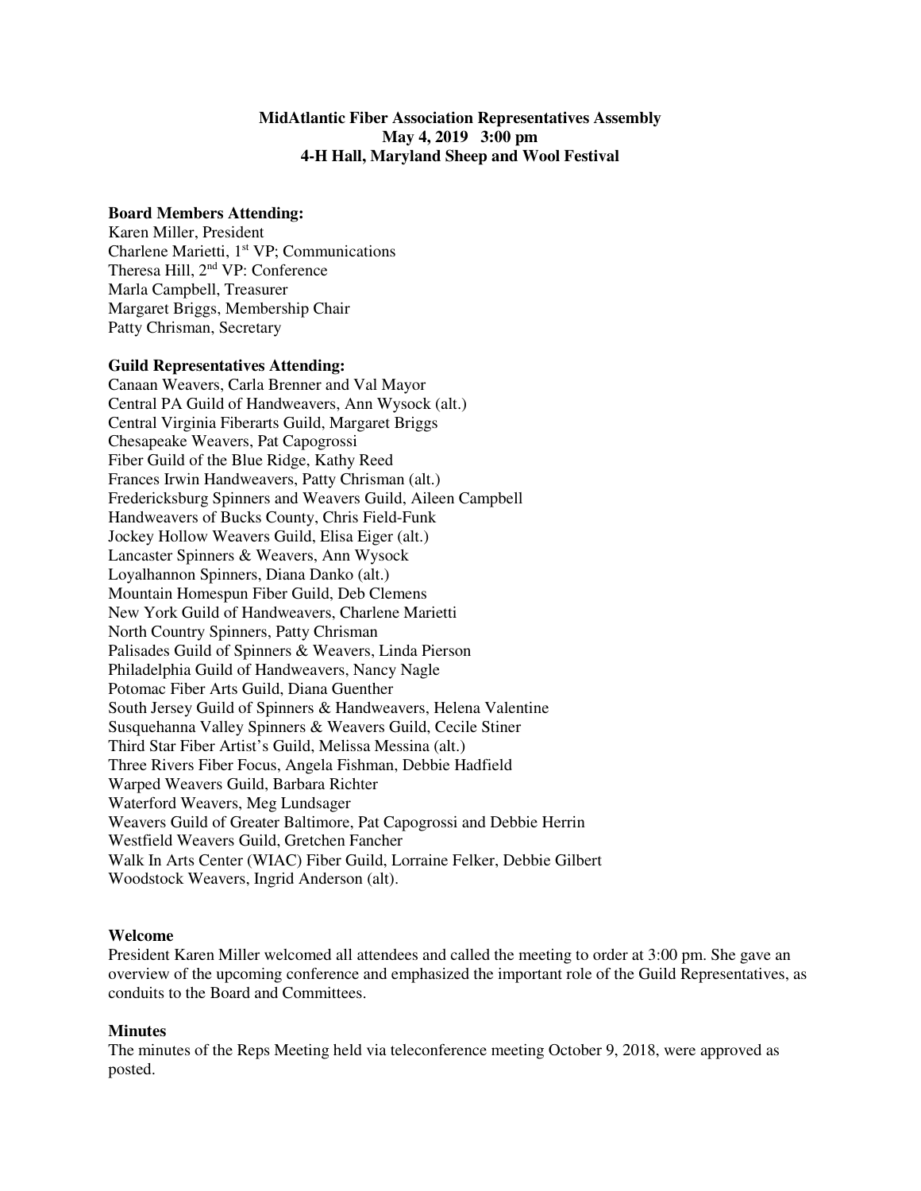**MidAtlantic Fiber Association Representatives Assembly**
**May 4, 2019 3:00 pm**
**4-H Hall, Maryland Sheep and Wool Festival**

**Board Members Attending:**
Karen Miller, President
Charlene Marietti, 1st VP; Communications
Theresa Hill, 2nd VP: Conference
Marla Campbell, Treasurer
Margaret Briggs, Membership Chair
Patty Chrisman, Secretary

**Guild Representatives Attending:**
Canaan Weavers, Carla Brenner and Val Mayor
Central PA Guild of Handweavers, Ann Wysock (alt.)
Central Virginia Fiberarts Guild, Margaret Briggs
Chesapeake Weavers, Pat Capogrossi
Fiber Guild of the Blue Ridge, Kathy Reed
Frances Irwin Handweavers, Patty Chrisman (alt.)
Fredericksburg Spinners and Weavers Guild, Aileen Campbell
Handweavers of Bucks County, Chris Field-Funk
Jockey Hollow Weavers Guild, Elisa Eiger (alt.)
Lancaster Spinners & Weavers, Ann Wysock
Loyalhannon Spinners, Diana Danko (alt.)
Mountain Homespun Fiber Guild, Deb Clemens
New York Guild of Handweavers, Charlene Marietti
North Country Spinners, Patty Chrisman
Palisades Guild of Spinners & Weavers, Linda Pierson
Philadelphia Guild of Handweavers, Nancy Nagle
Potomac Fiber Arts Guild, Diana Guenther
South Jersey Guild of Spinners & Handweavers, Helena Valentine
Susquehanna Valley Spinners & Weavers Guild, Cecile Stiner
Third Star Fiber Artist's Guild, Melissa Messina (alt.)
Three Rivers Fiber Focus, Angela Fishman, Debbie Hadfield
Warped Weavers Guild, Barbara Richter
Waterford Weavers, Meg Lundsager
Weavers Guild of Greater Baltimore, Pat Capogrossi and Debbie Herrin
Westfield Weavers Guild, Gretchen Fancher
Walk In Arts Center (WIAC) Fiber Guild, Lorraine Felker, Debbie Gilbert
Woodstock Weavers, Ingrid Anderson (alt).

**Welcome**
President Karen Miller welcomed all attendees and called the meeting to order at 3:00 pm. She gave an overview of the upcoming conference and emphasized the important role of the Guild Representatives, as conduits to the Board and Committees.

**Minutes**
The minutes of the Reps Meeting held via teleconference meeting October 9, 2018, were approved as posted.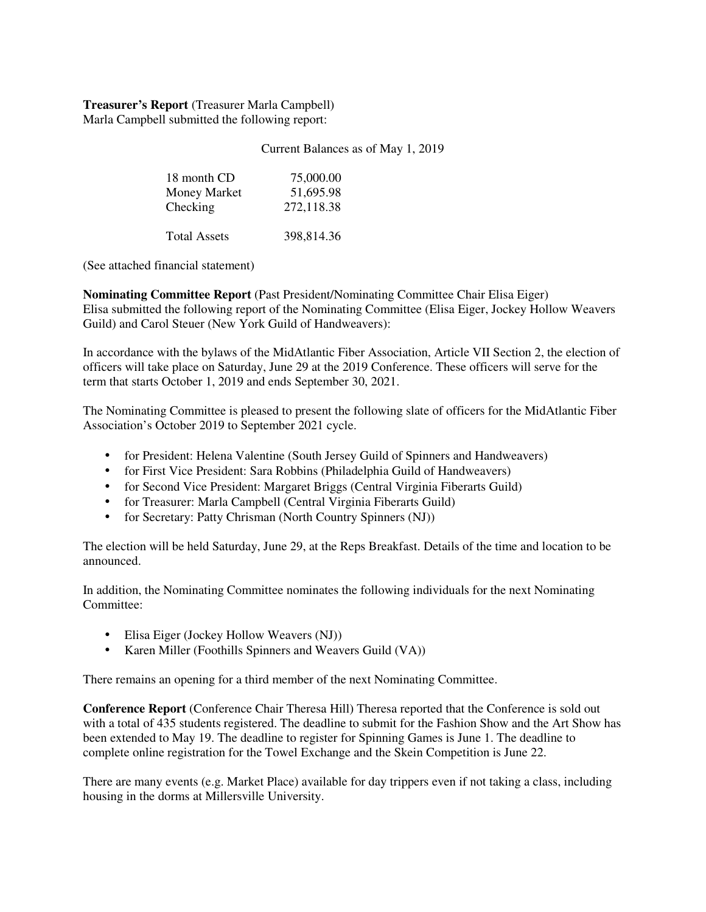**Treasurer's Report** (Treasurer Marla Campbell)
Marla Campbell submitted the following report:

Current Balances as of May 1, 2019

| | |
|---|---:|
| 18 month CD | 75,000.00 |
| Money Market | 51,695.98 |
| Checking | 272,118.38 |
| | |
| Total Assets | 398,814.36 |

(See attached financial statement)

**Nominating Committee Report** (Past President/Nominating Committee Chair Elisa Eiger)
Elisa submitted the following report of the Nominating Committee (Elisa Eiger, Jockey Hollow Weavers Guild) and Carol Steuer (New York Guild of Handweavers):

In accordance with the bylaws of the MidAtlantic Fiber Association, Article VII Section 2, the election of officers will take place on Saturday, June 29 at the 2019 Conference. These officers will serve for the term that starts October 1, 2019 and ends September 30, 2021.

The Nominating Committee is pleased to present the following slate of officers for the MidAtlantic Fiber Association's October 2019 to September 2021 cycle.

- for President: Helena Valentine (South Jersey Guild of Spinners and Handweavers)
- for First Vice President: Sara Robbins (Philadelphia Guild of Handweavers)
- for Second Vice President: Margaret Briggs (Central Virginia Fiberarts Guild)
- for Treasurer: Marla Campbell (Central Virginia Fiberarts Guild)
- for Secretary: Patty Chrisman (North Country Spinners (NJ))

The election will be held Saturday, June 29, at the Reps Breakfast. Details of the time and location to be announced.

In addition, the Nominating Committee nominates the following individuals for the next Nominating Committee:

- Elisa Eiger (Jockey Hollow Weavers (NJ))
- Karen Miller (Foothills Spinners and Weavers Guild (VA))

There remains an opening for a third member of the next Nominating Committee.

**Conference Report** (Conference Chair Theresa Hill) Theresa reported that the Conference is sold out with a total of 435 students registered. The deadline to submit for the Fashion Show and the Art Show has been extended to May 19. The deadline to register for Spinning Games is June 1. The deadline to complete online registration for the Towel Exchange and the Skein Competition is June 22.

There are many events (e.g. Market Place) available for day trippers even if not taking a class, including housing in the dorms at Millersville University.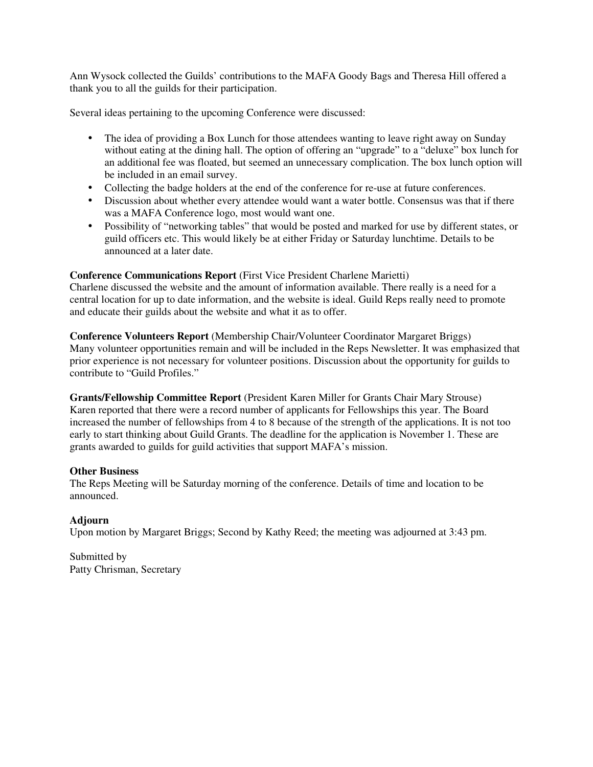Ann Wysock collected the Guilds' contributions to the MAFA Goody Bags and Theresa Hill offered a thank you to all the guilds for their participation.

Several ideas pertaining to the upcoming Conference were discussed:

- The idea of providing a Box Lunch for those attendees wanting to leave right away on Sunday without eating at the dining hall. The option of offering an "upgrade" to a "deluxe" box lunch for an additional fee was floated, but seemed an unnecessary complication. The box lunch option will be included in an email survey.
- Collecting the badge holders at the end of the conference for re-use at future conferences.
- Discussion about whether every attendee would want a water bottle. Consensus was that if there was a MAFA Conference logo, most would want one.
- Possibility of "networking tables" that would be posted and marked for use by different states, or guild officers etc. This would likely be at either Friday or Saturday lunchtime. Details to be announced at a later date.

**Conference Communications Report** (First Vice President Charlene Marietti)
Charlene discussed the website and the amount of information available. There really is a need for a central location for up to date information, and the website is ideal. Guild Reps really need to promote and educate their guilds about the website and what it as to offer.

**Conference Volunteers Report** (Membership Chair/Volunteer Coordinator Margaret Briggs)
Many volunteer opportunities remain and will be included in the Reps Newsletter. It was emphasized that prior experience is not necessary for volunteer positions. Discussion about the opportunity for guilds to contribute to "Guild Profiles."

**Grants/Fellowship Committee Report** (President Karen Miller for Grants Chair Mary Strouse)
Karen reported that there were a record number of applicants for Fellowships this year. The Board increased the number of fellowships from 4 to 8 because of the strength of the applications. It is not too early to start thinking about Guild Grants. The deadline for the application is November 1. These are grants awarded to guilds for guild activities that support MAFA's mission.

**Other Business**
The Reps Meeting will be Saturday morning of the conference. Details of time and location to be announced.

**Adjourn**
Upon motion by Margaret Briggs; Second by Kathy Reed; the meeting was adjourned at 3:43 pm.

Submitted by
Patty Chrisman, Secretary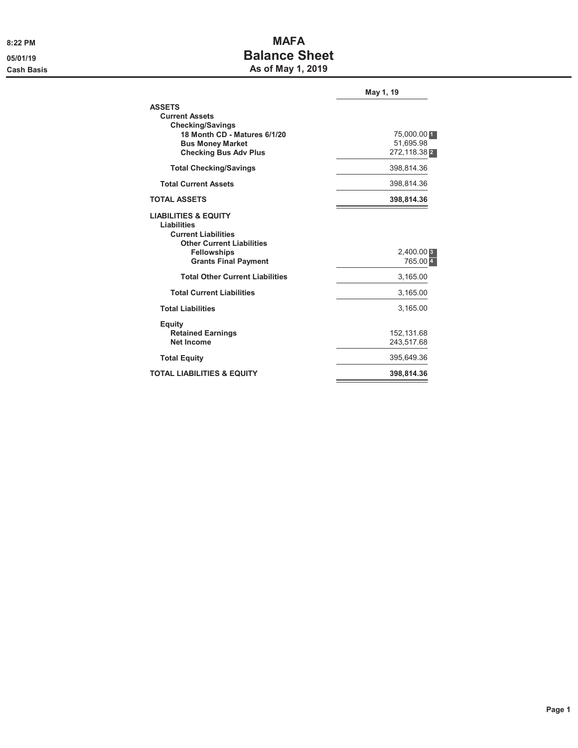8:22 PM
05/01/19
Cash Basis

# MAFA
# Balance Sheet
## As of May 1, 2019

| | May 1, 19 |
|---|---|
| **ASSETS** | |
| **Current Assets** | |
| **Checking/Savings** | |
| **18 Month CD - Matures 6/1/20** | 75,000.00 [1] |
| **Bus Money Market** | 51,695.98 |
| **Checking Bus Adv Plus** | 272,118.38 [2] |
| **Total Checking/Savings** | 398,814.36 |
| **Total Current Assets** | 398,814.36 |
| **TOTAL ASSETS** | **398,814.36** |
| **LIABILITIES & EQUITY** | |
| **Liabilities** | |
| **Current Liabilities** | |
| **Other Current Liabilities** | |
| **Fellowships** | 2,400.00 [3] |
| **Grants Final Payment** | 765.00 [4] |
| **Total Other Current Liabilities** | 3,165.00 |
| **Total Current Liabilities** | 3,165.00 |
| **Total Liabilities** | 3,165.00 |
| **Equity** | |
| **Retained Earnings** | 152,131.68 |
| **Net Income** | 243,517.68 |
| **Total Equity** | 395,649.36 |
| **TOTAL LIABILITIES & EQUITY** | **398,814.36** |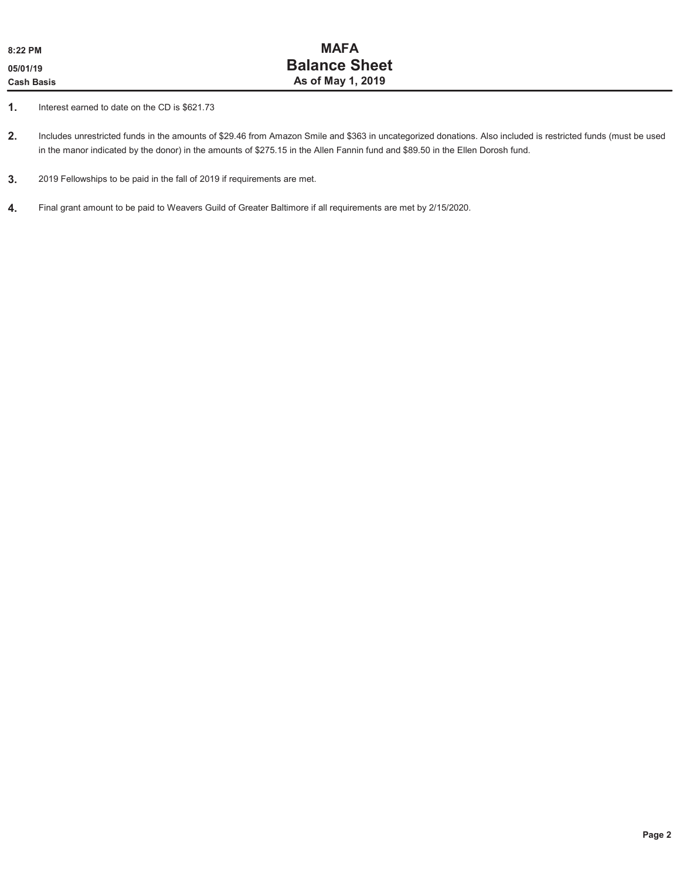# MAFA
## Balance Sheet
### As of May 1, 2019

1. Interest earned to date on the CD is $621.73

2. Includes unrestricted funds in the amounts of $29.46 from Amazon Smile and $363 in uncategorized donations. Also included is restricted funds (must be used in the manor indicated by the donor) in the amounts of $275.15 in the Allen Fannin fund and $89.50 in the Ellen Dorosh fund.

3. 2019 Fellowships to be paid in the fall of 2019 if requirements are met.

4. Final grant amount to be paid to Weavers Guild of Greater Baltimore if all requirements are met by 2/15/2020.